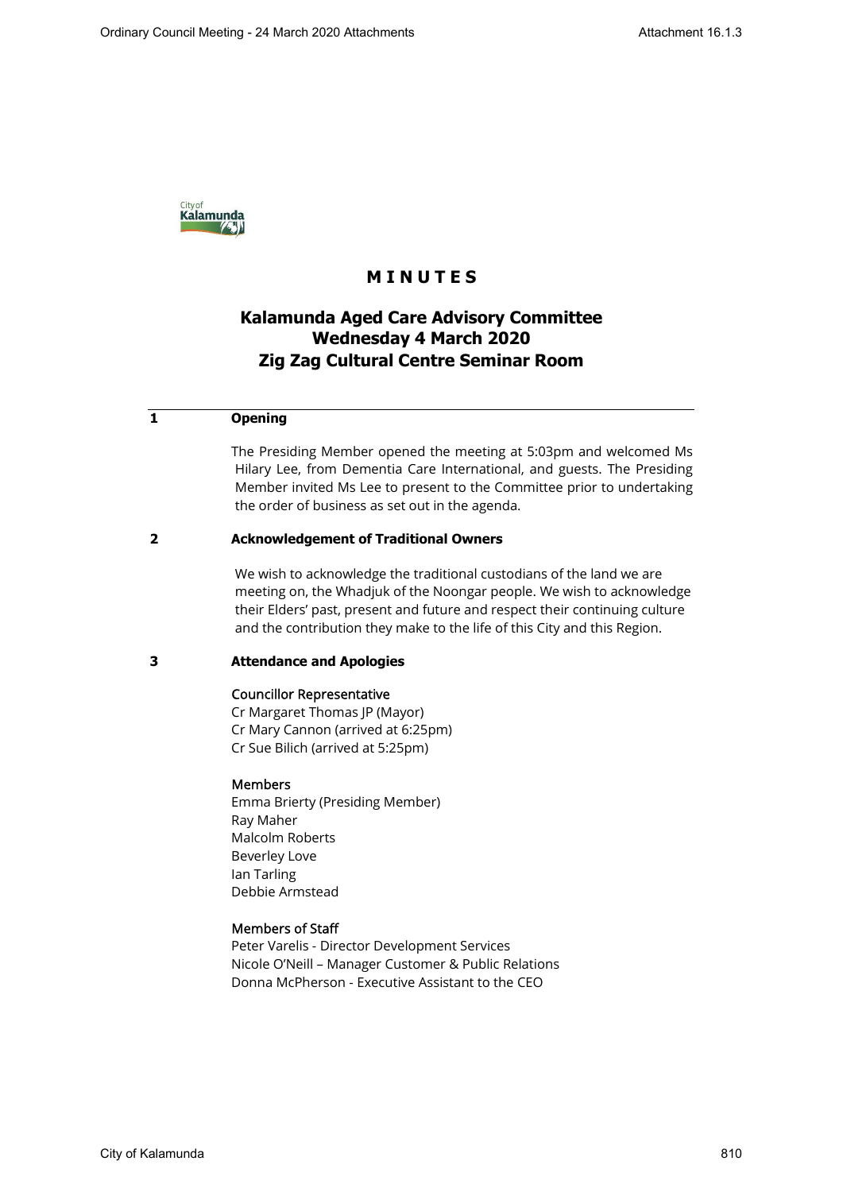# M I N U T E S

## Kalamunda Aged Care Advisory Committee
## Wednesday 4 March 2020
## Zig Zag Cultural Centre Seminar Room

### 1 Opening

The Presiding Member opened the meeting at 5:03pm and welcomed Ms Hilary Lee, from Dementia Care International, and guests. The Presiding Member invited Ms Lee to present to the Committee prior to undertaking the order of business as set out in the agenda.

### 2 Acknowledgement of Traditional Owners

We wish to acknowledge the traditional custodians of the land we are meeting on, the Whadjuk of the Noongar people. We wish to acknowledge their Elders' past, present and future and respect their continuing culture and the contribution they make to the life of this City and this Region.

### 3 Attendance and Apologies

**Councillor Representative**
Cr Margaret Thomas JP (Mayor)
Cr Mary Cannon (arrived at 6:25pm)
Cr Sue Bilich (arrived at 5:25pm)

**Members**
Emma Brierty (Presiding Member)
Ray Maher
Malcolm Roberts
Beverley Love
Ian Tarling
Debbie Armstead

**Members of Staff**
Peter Varelis - Director Development Services
Nicole O'Neill – Manager Customer & Public Relations
Donna McPherson - Executive Assistant to the CEO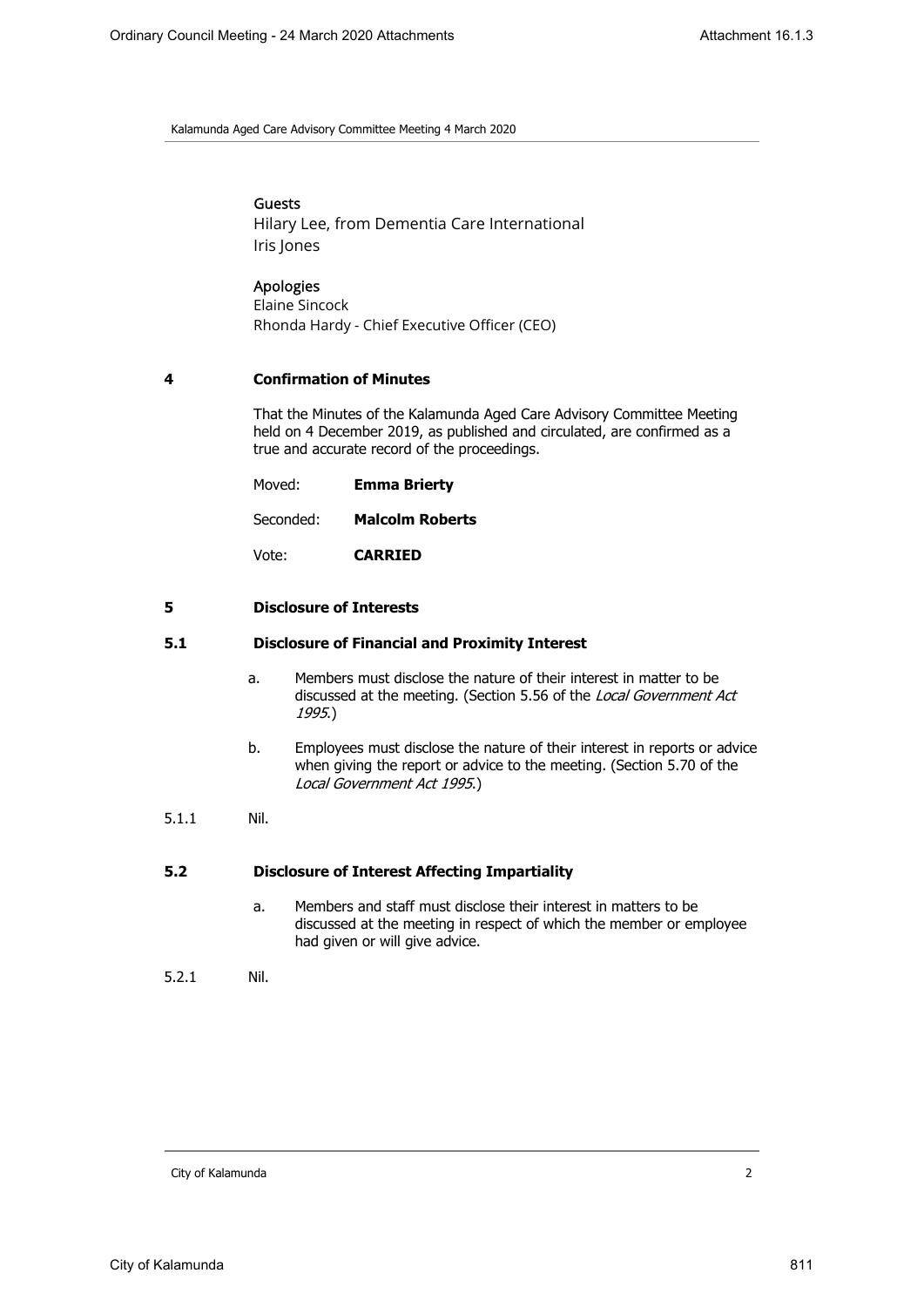**Guests**

Hilary Lee, from Dementia Care International

Iris Jones

**Apologies**

Elaine Sincock

Rhonda Hardy - Chief Executive Officer (CEO)

## 4 Confirmation of Minutes

That the Minutes of the Kalamunda Aged Care Advisory Committee Meeting held on 4 December 2019, as published and circulated, are confirmed as a true and accurate record of the proceedings.

Moved: **Emma Brierty**

Seconded: **Malcolm Roberts**

Vote: **CARRIED**

## 5 Disclosure of Interests

### 5.1 Disclosure of Financial and Proximity Interest

a. Members must disclose the nature of their interest in matter to be discussed at the meeting. (Section 5.56 of the *Local Government Act 1995*.)

b. Employees must disclose the nature of their interest in reports or advice when giving the report or advice to the meeting. (Section 5.70 of the *Local Government Act 1995*.)

5.1.1 Nil.

### 5.2 Disclosure of Interest Affecting Impartiality

a. Members and staff must disclose their interest in matters to be discussed at the meeting in respect of which the member or employee had given or will give advice.

5.2.1 Nil.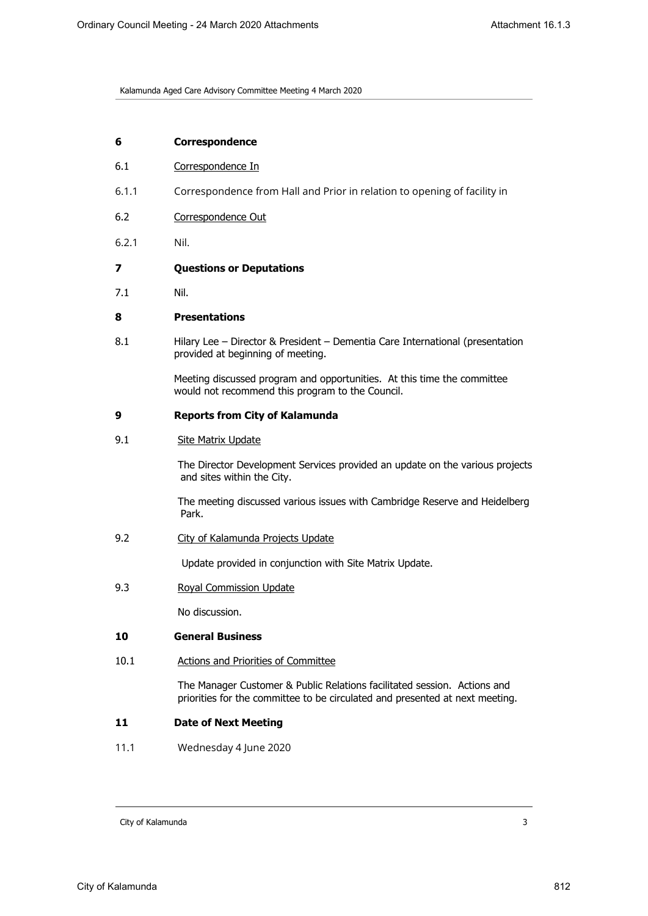## 6 Correspondence

6.1 Correspondence In

6.1.1 Correspondence from Hall and Prior in relation to opening of facility in

6.2 Correspondence Out

6.2.1 Nil.

## 7 Questions or Deputations

7.1 Nil.

## 8 Presentations

8.1 Hilary Lee – Director & President – Dementia Care International (presentation provided at beginning of meeting.

Meeting discussed program and opportunities. At this time the committee would not recommend this program to the Council.

## 9 Reports from City of Kalamunda

9.1 Site Matrix Update

The Director Development Services provided an update on the various projects and sites within the City.

The meeting discussed various issues with Cambridge Reserve and Heidelberg Park.

9.2 City of Kalamunda Projects Update

Update provided in conjunction with Site Matrix Update.

9.3 Royal Commission Update

No discussion.

## 10 General Business

10.1 Actions and Priorities of Committee

The Manager Customer & Public Relations facilitated session. Actions and priorities for the committee to be circulated and presented at next meeting.

## 11 Date of Next Meeting

11.1 Wednesday 4 June 2020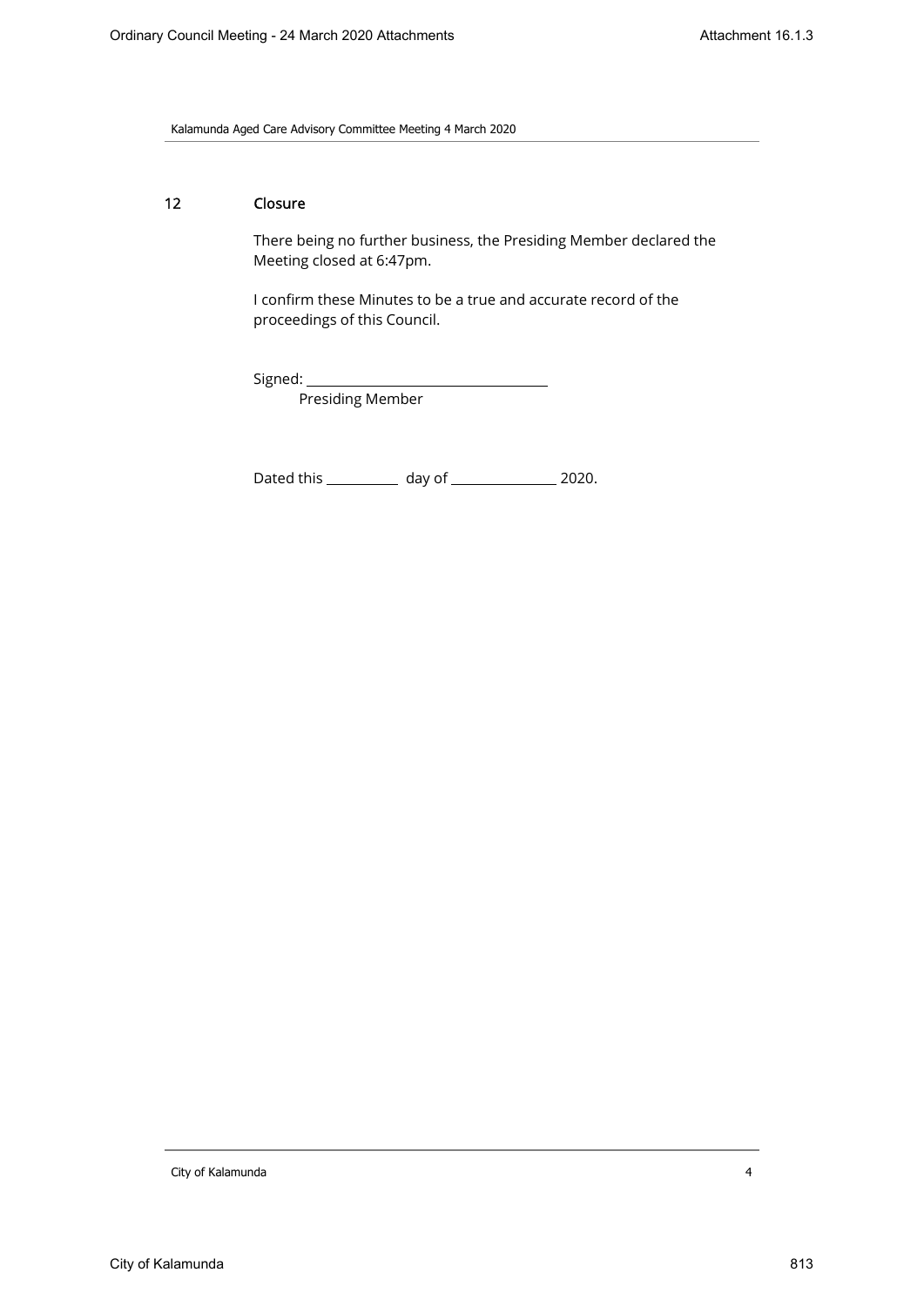## 12 Closure

There being no further business, the Presiding Member declared the Meeting closed at 6:47pm.

I confirm these Minutes to be a true and accurate record of the proceedings of this Council.

Signed: ___________________________________
Presiding Member

Dated this __________ day of _______________ 2020.